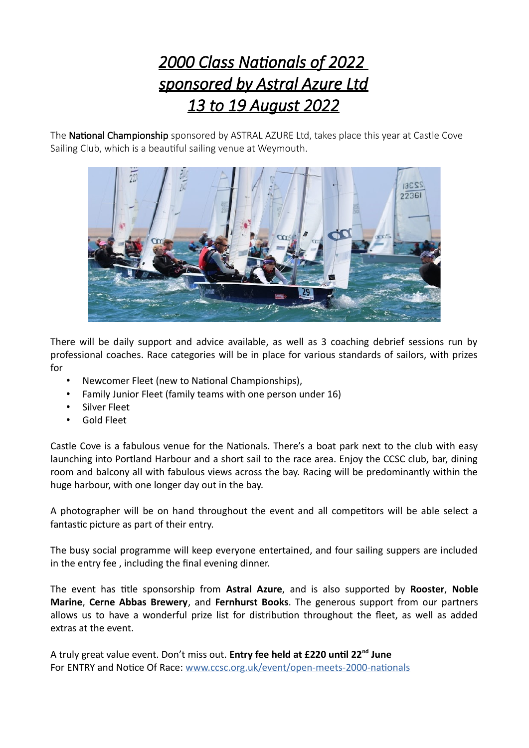# *2000 Class Nationals of 2022 sponsored by Astral Azure Ltd 13 to 19 August 2022*

The **National Championship** sponsored by ASTRAL AZURE Ltd, takes place this year at Castle Cove Sailing Club, which is a beautiful sailing venue at Weymouth.

There will be daily support and advice available, as well as 3 coaching debrief sessions run by professional coaches. Race categories will be in place for various standards of sailors, with prizes for

- Newcomer Fleet (new to National Championships),
- Family Junior Fleet (family teams with one person under 16)
- Silver Fleet
- Gold Fleet

Castle Cove is a fabulous venue for the Nationals. There's a boat park next to the club with easy launching into Portland Harbour and a short sail to the race area. Enjoy the CCSC club, bar, dining room and balcony all with fabulous views across the bay. Racing will be predominantly within the huge harbour, with one longer day out in the bay.

A photographer will be on hand throughout the event and all competitors will be able select a fantastic picture as part of their entry.

The busy social programme will keep everyone entertained, and four sailing suppers are included in the entry fee , including the final evening dinner.

The event has title sponsorship from **Astral Azure**, and is also supported by **Rooster**, **Noble Marine**, **Cerne Abbas Brewery**, and **Fernhurst Books**. The generous support from our partners allows us to have a wonderful prize list for distribution throughout the fleet, as well as added extras at the event.

A truly great value event. Don't miss out. **Entry fee held at £220 until 22nd June**
For ENTRY and Notice Of Race: [www.ccsc.org.uk/event/open-meets-2000-nationals](www.ccsc.org.uk/event/open-meets-2000-nationals)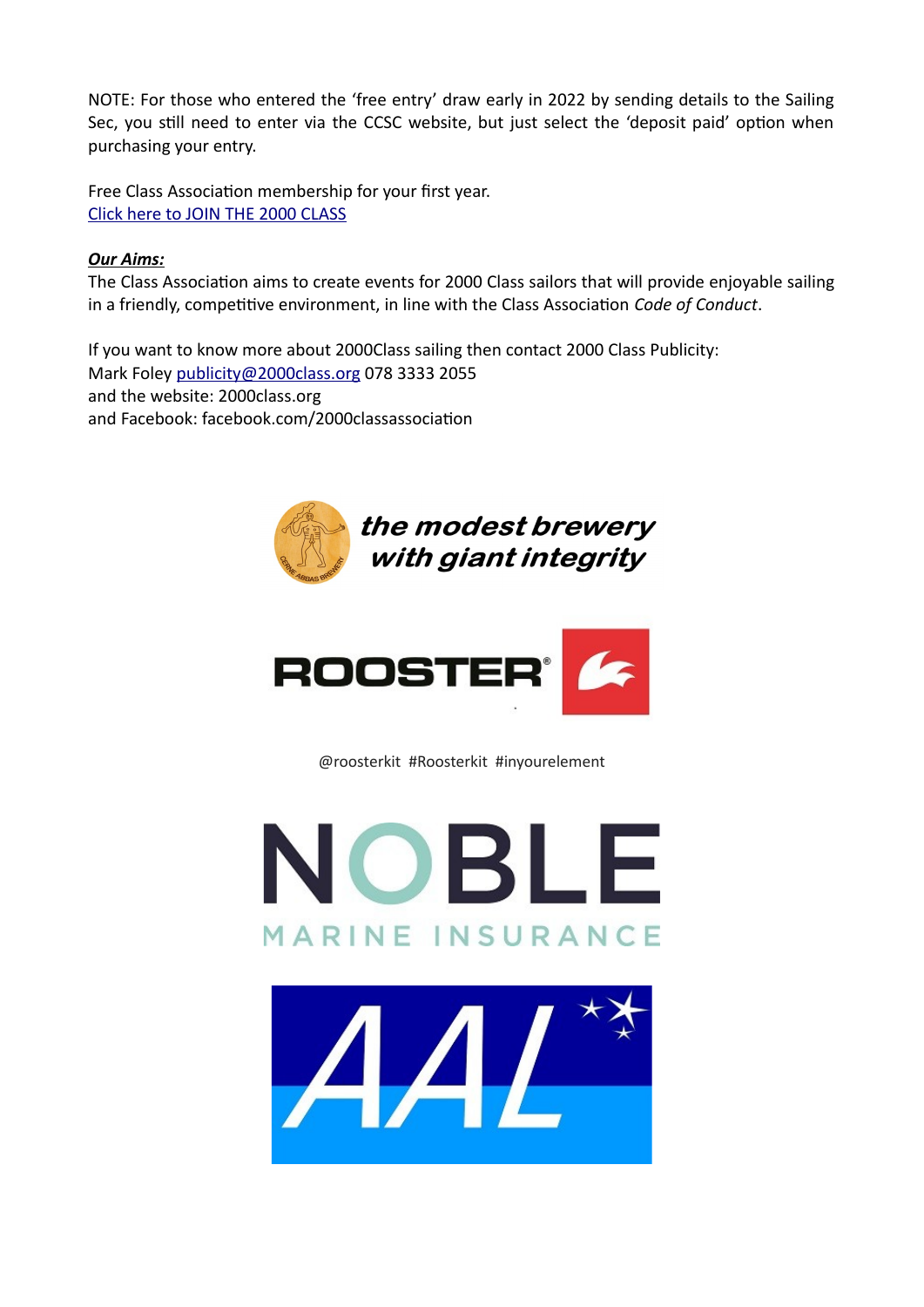NOTE: For those who entered the 'free entry' draw early in 2022 by sending details to the Sailing Sec, you still need to enter via the CCSC website, but just select the 'deposit paid' option when purchasing your entry.

Free Class Association membership for your first year.
[Click here to JOIN THE 2000 CLASS]

***Our Aims:***

The Class Association aims to create events for 2000 Class sailors that will provide enjoyable sailing in a friendly, competitive environment, in line with the Class Association *Code of Conduct*.

If you want to know more about 2000Class sailing then contact 2000 Class Publicity:
Mark Foley publicity@2000class.org 078 3333 2055
and the website: 2000class.org
and Facebook: facebook.com/2000classassociation

*the modest brewery with giant integrity*

ROOSTER®

@roosterkit #Roosterkit #inyourelement

NOBLE
MARINE INSURANCE

AAL